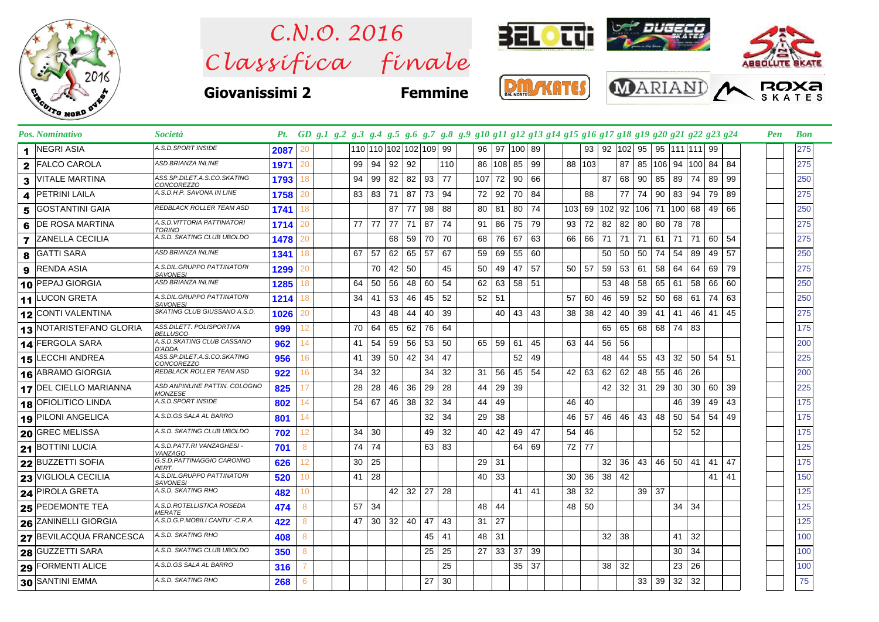# C.N.O. 2016
# Classifica finale

**Giovanissimi 2** **Femmine**

| Pos. | Nominativo | Società | Pt. | GD | g.1 | g.2 | g.3 | g.4 | g.5 | g.6 | g.7 | g.8 | g.9 | g10 | g11 | g12 | g13 | g14 | g15 | g16 | g17 | g18 | g19 | g20 | g21 | g22 | g23 | g24 | Pen | Bon |
|---|---|---|---|---|---|---|---|---|---|---|---|---|---|---|---|---|---|---|---|---|---|---|---|---|---|---|---|---|---|---|
| 1 | NEGRI ASIA | A.S.D.SPORT INSIDE | 2087 | 20 | | | 110 | 110 | 102 | 102 | 109 | 99 | | 96 | 97 | 100 | 89 | | | 93 | 92 | 102 | 95 | 95 | 111 | 111 | 99 | | | 275 |
| 2 | FALCO CAROLA | ASD BRIANZA INLINE | 1971 | 20 | | | 99 | 94 | 92 | 92 | | 110 | | 86 | 108 | 85 | 99 | | 88 | 103 | | 87 | 85 | 106 | 94 | 100 | 84 | 84 | | 275 |
| 3 | VITALE MARTINA | ASS.SP.DILET.A.S.CO.SKATING CONCOREZZO | 1793 | 18 | | | 94 | 99 | 82 | 82 | 93 | 77 | | 107 | 72 | 90 | 66 | | | | 87 | 68 | 90 | 85 | 89 | 74 | 89 | 99 | | 250 |
| 4 | PETRINI LAILA | A.S.D.H.P. SAVONA IN LINE | 1758 | 20 | | | 83 | 83 | 71 | 87 | 73 | 94 | | 72 | 92 | 70 | 84 | | | 88 | | 77 | 74 | 90 | 83 | 94 | 79 | 89 | | 275 |
| 5 | GOSTANTINI GAIA | REDBLACK ROLLER TEAM ASD | 1741 | 18 | | | | | 87 | 77 | 98 | 88 | | 80 | 81 | 80 | 74 | | 103 | 69 | 102 | 92 | 106 | 71 | 100 | 68 | 49 | 66 | | 250 |
| 6 | DE ROSA MARTINA | A.S.D.VITTORIA PATTINATORI TORINO | 1714 | 20 | | | 77 | 77 | 77 | 71 | 87 | 74 | | 91 | 86 | 75 | 79 | | 93 | 72 | 82 | 82 | 80 | 80 | 78 | 78 | | | | 275 |
| 7 | ZANELLA CECILIA | A.S.D. SKATING CLUB UBOLDO | 1478 | 20 | | | | | 68 | 59 | 70 | 70 | | 68 | 76 | 67 | 63 | | 66 | 66 | 71 | 71 | 71 | 61 | 71 | 71 | 60 | 54 | | 275 |
| 8 | GATTI SARA | ASD BRIANZA INLINE | 1341 | 18 | | | 67 | 57 | 62 | 65 | 57 | 67 | | 59 | 69 | 55 | 60 | | | | 50 | 50 | 50 | 74 | 54 | 89 | 49 | 57 | | 250 |
| 9 | RENDA ASIA | A.S.DIL.GRUPPO PATTINATORI SAVONESI | 1299 | 20 | | | | 70 | 42 | 50 | | 45 | | 50 | 49 | 47 | 57 | | 50 | 57 | 59 | 53 | 61 | 58 | 64 | 64 | 69 | 79 | | 275 |
| 10 | PEPAJ GIORGIA | ASD BRIANZA INLINE | 1285 | 18 | | | 64 | 50 | 56 | 48 | 60 | 54 | | 62 | 63 | 58 | 51 | | | | 53 | 48 | 58 | 65 | 61 | 58 | 66 | 60 | | 250 |
| 11 | LUCON GRETA | A.S.DIL.GRUPPO PATTINATORI SAVONESI | 1214 | 18 | | | 34 | 41 | 53 | 46 | 45 | 52 | | 52 | 51 | | | | 57 | 60 | 46 | 59 | 52 | 50 | 68 | 61 | 74 | 63 | | 250 |
| 12 | CONTI VALENTINA | SKATING CLUB GIUSSANO A.S.D. | 1026 | 20 | | | | 43 | 48 | 44 | 40 | 39 | | | 40 | 43 | 43 | | 38 | 38 | 42 | 40 | 39 | 41 | 41 | 46 | 41 | 45 | | 275 |
| 13 | NOTARISTEFANO GLORIA | ASS.DILETT. POLISPORTIVA BELLUSCO | 999 | 12 | | | 70 | 64 | 65 | 62 | 76 | 64 | | | | | | | | | 65 | 65 | 68 | 68 | 74 | 83 | | | | 175 |
| 14 | FERGOLA SARA | A.S.D.SKATING CLUB CASSANO D'ADDA | 962 | 14 | | | 41 | 54 | 59 | 56 | 53 | 50 | | 65 | 59 | 61 | 45 | | 63 | 44 | 56 | 56 | | | | | | | | 200 |
| 15 | LECCHI ANDREA | ASS.SP.DILET.A.S.CO.SKATING CONCOREZZO | 956 | 16 | | | 41 | 39 | 50 | 42 | 34 | 47 | | | | 52 | 49 | | | | 48 | 44 | 55 | 43 | 32 | 50 | 54 | 51 | | 225 |
| 16 | ABRAMO GIORGIA | REDBLACK ROLLER TEAM ASD | 922 | 16 | | | 34 | 32 | | | 34 | 32 | | 31 | 56 | 45 | 54 | | 42 | 63 | 62 | 62 | 48 | 55 | 46 | 26 | | | | 200 |
| 17 | DEL CIELLO MARIANNA | ASD ANPINLINE PATTIN. COLOGNO MONZESE | 825 | 17 | | | 28 | 28 | 46 | 36 | 29 | 28 | | 44 | 29 | 39 | | | | | 42 | 32 | 31 | 29 | 30 | 30 | 60 | 39 | | 225 |
| 18 | OFIOLITICO LINDA | A.S.D.SPORT INSIDE | 802 | 14 | | | 54 | 67 | 46 | 38 | 32 | 34 | | 44 | 49 | | | | 46 | 40 | | | | | 46 | 39 | 49 | 43 | | 175 |
| 19 | PILONI ANGELICA | A.S.D.GS SALA AL BARRO | 801 | 14 | | | | | | | 32 | 34 | | 29 | 38 | | | | 46 | 57 | 46 | 46 | 43 | 48 | 50 | 54 | 54 | 49 | | 175 |
| 20 | GREC MELISSA | A.S.D. SKATING CLUB UBOLDO | 702 | 12 | | | 34 | 30 | | | 49 | 32 | | 40 | 42 | 49 | 47 | | 54 | 46 | | | | | 52 | 52 | | | | 175 |
| 21 | BOTTINI LUCIA | A.S.D.PATT.RI VANZAGHESI - VANZAGO | 701 | 8 | | | 74 | 74 | | | 63 | 83 | | | | 64 | 69 | | 72 | 77 | | | | | | | | | | 125 |
| 22 | BUZZETTI SOFIA | G.S.D.PATTINAGGIO CARONNO PERT. | 626 | 12 | | | 30 | 25 | | | | | | 29 | 31 | | | | | | 32 | 36 | 43 | 46 | 50 | 41 | 41 | 47 | | 175 |
| 23 | VIGLIOLA CECILIA | A.S.DIL.GRUPPO PATTINATORI SAVONESI | 520 | 10 | | | 41 | 28 | | | | | | 40 | 33 | | | | 30 | 36 | 38 | 42 | | | | | 41 | 41 | | 150 |
| 24 | PIROLA GRETA | A.S.D. SKATING RHO | 482 | 10 | | | | | 42 | 32 | 27 | 28 | | | | 41 | 41 | | 38 | 32 | | | 39 | 37 | | | | | | 125 |
| 25 | PEDEMONTE TEA | A.S.D.ROTELLISTICA ROSEDA MERATE | 474 | 8 | | | 57 | 34 | | | | | | 48 | 44 | | | | 48 | 50 | | | | | 34 | 34 | | | | 125 |
| 26 | ZANINELLI GIORGIA | A.S.D.G.P.MOBILI CANTU' -C.R.A. | 422 | 8 | | | 47 | 30 | 32 | 40 | 47 | 43 | | 31 | 27 | | | | | | | | | | | | | | | 125 |
| 27 | BEVILACQUA FRANCESCA | A.S.D. SKATING RHO | 408 | 8 | | | | | | | 45 | 41 | | 48 | 31 | | | | | | 32 | 38 | | | 41 | 32 | | | | 100 |
| 28 | GUZZETTI SARA | A.S.D. SKATING CLUB UBOLDO | 350 | 8 | | | | | | | 25 | 25 | | 27 | 33 | 37 | 39 | | | | | | | | 30 | 34 | | | | 100 |
| 29 | FORMENTI ALICE | A.S.D.GS SALA AL BARRO | 316 | 7 | | | | | | | | 25 | | | | 35 | 37 | | | | 38 | 32 | | | 23 | 26 | | | | 100 |
| 30 | SANTINI EMMA | A.S.D. SKATING RHO | 268 | 6 | | | | | | | 27 | 30 | | | | | | | | | | | 33 | 39 | 32 | 32 | | | | 75 |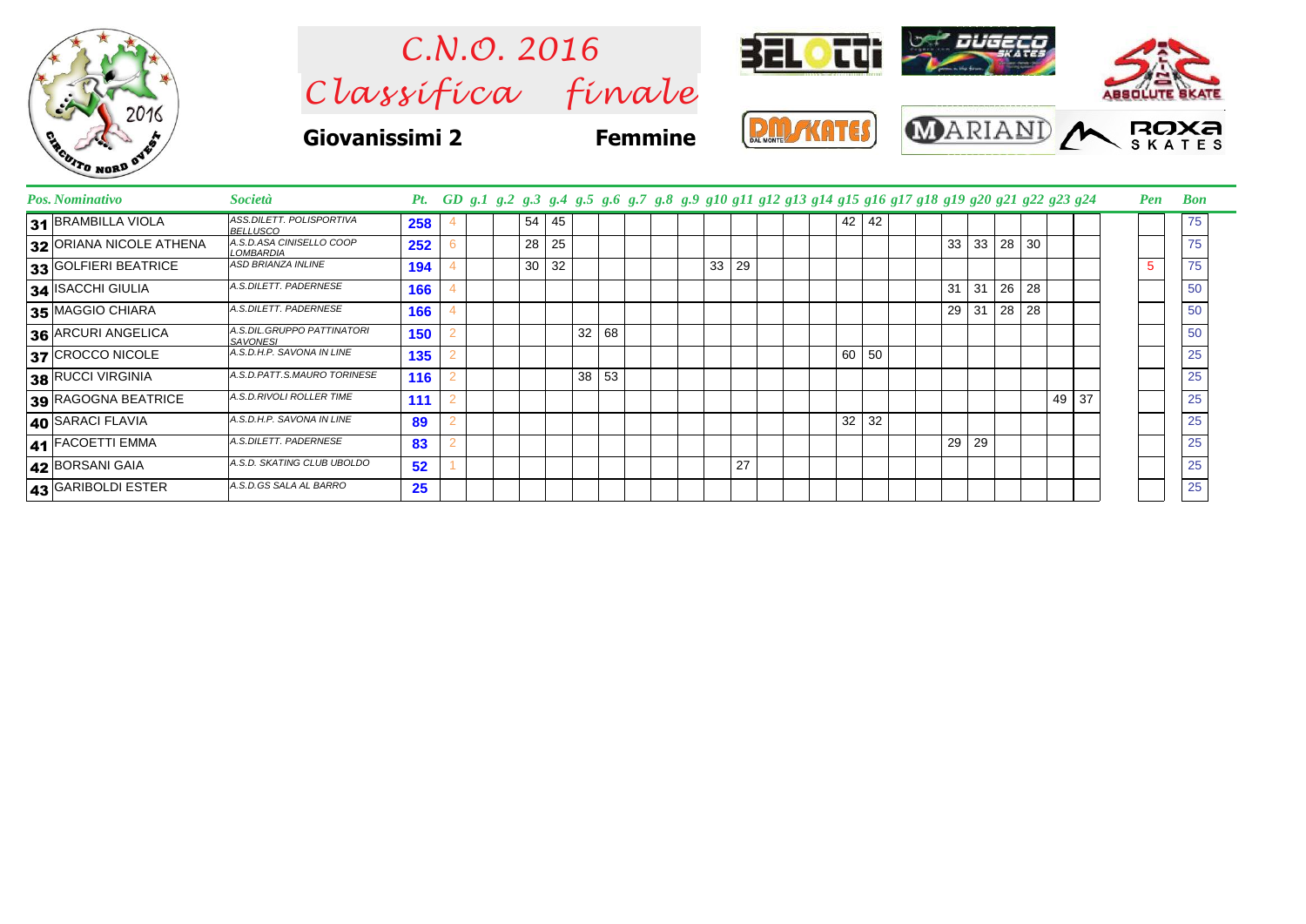# C.N.O. 2016
# Classifica finale

**Giovanissimi 2** **Femmine**

| Pos. | Nominativo | Società | Pt. | GD | g.1 | g.2 | g.3 | g.4 | g.5 | g.6 | g.7 | g.8 | g.9 | g.10 | g.11 | g.12 | g.13 | g.14 | g.15 | g.16 | g.17 | g.18 | g.19 | g.20 | g.21 | g.22 | g.23 | g.24 | Pen | Bon |
|---|---|---|---|---|---|---|---|---|---|---|---|---|---|---|---|---|---|---|---|---|---|---|---|---|---|---|---|---|---|---|
| 31 | BRAMBILLA VIOLA | ASS.DILETT. POLISPORTIVA BELLUSCO | 258 | 4 | | | 54 | 45 | | | | | | | | | | | 42 | 42 | | | | | | | | | | 75 |
| 32 | ORIANA NICOLE ATHENA | A.S.D.ASA CINISELLO COOP LOMBARDIA | 252 | 6 | | | 28 | 25 | | | | | | | | | | | | | | | 33 | 33 | 28 | 30 | | | | 75 |
| 33 | GOLFIERI BEATRICE | ASD BRIANZA INLINE | 194 | 4 | | | 30 | 32 | | | | | | 33 | 29 | | | | | | | | | | | | | | 5 | 75 |
| 34 | ISACCHI GIULIA | A.S.DILETT. PADERNESE | 166 | 4 | | | | | | | | | | | | | | | | | | | 31 | 31 | 26 | 28 | | | | 50 |
| 35 | MAGGIO CHIARA | A.S.DILETT. PADERNESE | 166 | 4 | | | | | | | | | | | | | | | | | | | 29 | 31 | 28 | 28 | | | | 50 |
| 36 | ARCURI ANGELICA | A.S.DIL.GRUPPO PATTINATORI SAVONESI | 150 | 2 | | | | | 32 | 68 | | | | | | | | | | | | | | | | | | | | 50 |
| 37 | CROCCO NICOLE | A.S.D.H.P. SAVONA IN LINE | 135 | 2 | | | | | | | | | | | | | | | 60 | 50 | | | | | | | | | | 25 |
| 38 | RUCCI VIRGINIA | A.S.D.PATT.S.MAURO TORINESE | 116 | 2 | | | | | 38 | 53 | | | | | | | | | | | | | | | | | | | | 25 |
| 39 | RAGOGNA BEATRICE | A.S.D.RIVOLI ROLLER TIME | 111 | 2 | | | | | | | | | | | | | | | | | | | | | | | 49 | 37 | | 25 |
| 40 | SARACI FLAVIA | A.S.D.H.P. SAVONA IN LINE | 89 | 2 | | | | | | | | | | | | | | | 32 | 32 | | | | | | | | | | 25 |
| 41 | FACOETTI EMMA | A.S.DILETT. PADERNESE | 83 | 2 | | | | | | | | | | | | | | | | | | | 29 | 29 | | | | | | 25 |
| 42 | BORSANI GAIA | A.S.D. SKATING CLUB UBOLDO | 52 | 1 | | | | | | | | | | | 27 | | | | | | | | | | | | | | | 25 |
| 43 | GARIBOLDI ESTER | A.S.D.GS SALA AL BARRO | 25 | | | | | | | | | | | | | | | | | | | | | | | | | | | 25 |